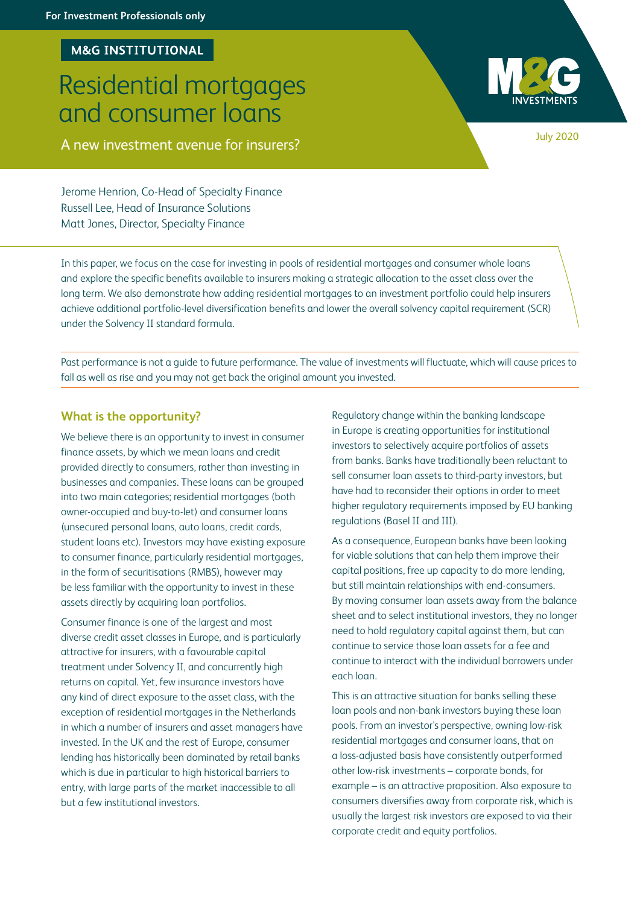For Investment Professionals only

M&G INSTITUTIONAL

# Residential mortgages and consumer loans

A new investment avenue for insurers?

July 2020

Jerome Henrion, Co-Head of Specialty Finance
Russell Lee, Head of Insurance Solutions
Matt Jones, Director, Specialty Finance

In this paper, we focus on the case for investing in pools of residential mortgages and consumer whole loans and explore the specific benefits available to insurers making a strategic allocation to the asset class over the long term. We also demonstrate how adding residential mortgages to an investment portfolio could help insurers achieve additional portfolio-level diversification benefits and lower the overall solvency capital requirement (SCR) under the Solvency II standard formula.

Past performance is not a guide to future performance. The value of investments will fluctuate, which will cause prices to fall as well as rise and you may not get back the original amount you invested.

## What is the opportunity?

We believe there is an opportunity to invest in consumer finance assets, by which we mean loans and credit provided directly to consumers, rather than investing in businesses and companies. These loans can be grouped into two main categories; residential mortgages (both owner-occupied and buy-to-let) and consumer loans (unsecured personal loans, auto loans, credit cards, student loans etc). Investors may have existing exposure to consumer finance, particularly residential mortgages, in the form of securitisations (RMBS), however may be less familiar with the opportunity to invest in these assets directly by acquiring loan portfolios.

Consumer finance is one of the largest and most diverse credit asset classes in Europe, and is particularly attractive for insurers, with a favourable capital treatment under Solvency II, and concurrently high returns on capital. Yet, few insurance investors have any kind of direct exposure to the asset class, with the exception of residential mortgages in the Netherlands in which a number of insurers and asset managers have invested. In the UK and the rest of Europe, consumer lending has historically been dominated by retail banks which is due in particular to high historical barriers to entry, with large parts of the market inaccessible to all but a few institutional investors.

Regulatory change within the banking landscape in Europe is creating opportunities for institutional investors to selectively acquire portfolios of assets from banks. Banks have traditionally been reluctant to sell consumer loan assets to third-party investors, but have had to reconsider their options in order to meet higher regulatory requirements imposed by EU banking regulations (Basel II and III).

As a consequence, European banks have been looking for viable solutions that can help them improve their capital positions, free up capacity to do more lending, but still maintain relationships with end-consumers. By moving consumer loan assets away from the balance sheet and to select institutional investors, they no longer need to hold regulatory capital against them, but can continue to service those loan assets for a fee and continue to interact with the individual borrowers under each loan.

This is an attractive situation for banks selling these loan pools and non-bank investors buying these loan pools. From an investor's perspective, owning low-risk residential mortgages and consumer loans, that on a loss-adjusted basis have consistently outperformed other low-risk investments – corporate bonds, for example – is an attractive proposition. Also exposure to consumers diversifies away from corporate risk, which is usually the largest risk investors are exposed to via their corporate credit and equity portfolios.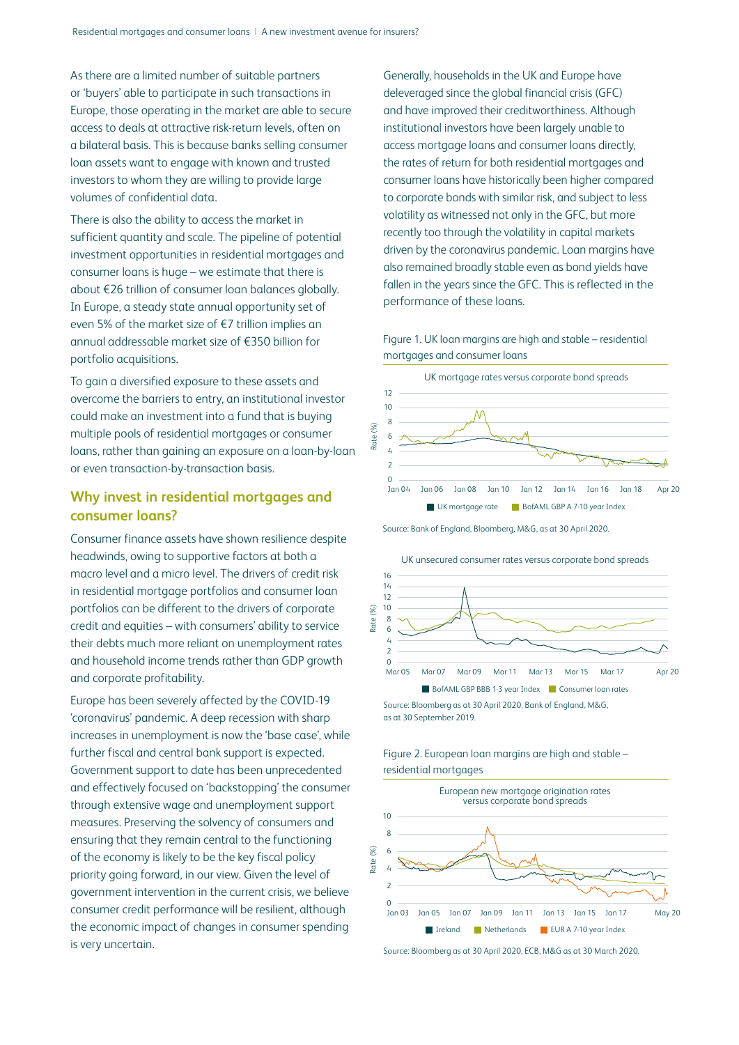As there are a limited number of suitable partners or 'buyers' able to participate in such transactions in Europe, those operating in the market are able to secure access to deals at attractive risk-return levels, often on a bilateral basis. This is because banks selling consumer loan assets want to engage with known and trusted investors to whom they are willing to provide large volumes of confidential data.

There is also the ability to access the market in sufficient quantity and scale. The pipeline of potential investment opportunities in residential mortgages and consumer loans is huge – we estimate that there is about €26 trillion of consumer loan balances globally. In Europe, a steady state annual opportunity set of even 5% of the market size of €7 trillion implies an annual addressable market size of €350 billion for portfolio acquisitions.

To gain a diversified exposure to these assets and overcome the barriers to entry, an institutional investor could make an investment into a fund that is buying multiple pools of residential mortgages or consumer loans, rather than gaining an exposure on a loan-by-loan or even transaction-by-transaction basis.

## Why invest in residential mortgages and consumer loans?

Consumer finance assets have shown resilience despite headwinds, owing to supportive factors at both a macro level and a micro level. The drivers of credit risk in residential mortgage portfolios and consumer loan portfolios can be different to the drivers of corporate credit and equities – with consumers' ability to service their debts much more reliant on unemployment rates and household income trends rather than GDP growth and corporate profitability.

Europe has been severely affected by the COVID-19 'coronavirus' pandemic. A deep recession with sharp increases in unemployment is now the 'base case', while further fiscal and central bank support is expected. Government support to date has been unprecedented and effectively focused on 'backstopping' the consumer through extensive wage and unemployment support measures. Preserving the solvency of consumers and ensuring that they remain central to the functioning of the economy is likely to be the key fiscal policy priority going forward, in our view. Given the level of government intervention in the current crisis, we believe consumer credit performance will be resilient, although the economic impact of changes in consumer spending is very uncertain.

Generally, households in the UK and Europe have deleveraged since the global financial crisis (GFC) and have improved their creditworthiness. Although institutional investors have been largely unable to access mortgage loans and consumer loans directly, the rates of return for both residential mortgages and consumer loans have historically been higher compared to corporate bonds with similar risk, and subject to less volatility as witnessed not only in the GFC, but more recently too through the volatility in capital markets driven by the coronavirus pandemic. Loan margins have also remained broadly stable even as bond yields have fallen in the years since the GFC. This is reflected in the performance of these loans.

Figure 1. UK loan margins are high and stable – residential mortgages and consumer loans

UK mortgage rates versus corporate bond spreads

Source: Bank of England, Bloomberg, M&G, as at 30 April 2020.

UK unsecured consumer rates versus corporate bond spreads

Source: Bloomberg as at 30 April 2020, Bank of England, M&G, as at 30 September 2019.

Figure 2. European loan margins are high and stable – residential mortgages

European new mortgage origination rates versus corporate bond spreads

Source: Bloomberg as at 30 April 2020, ECB, M&G as at 30 March 2020.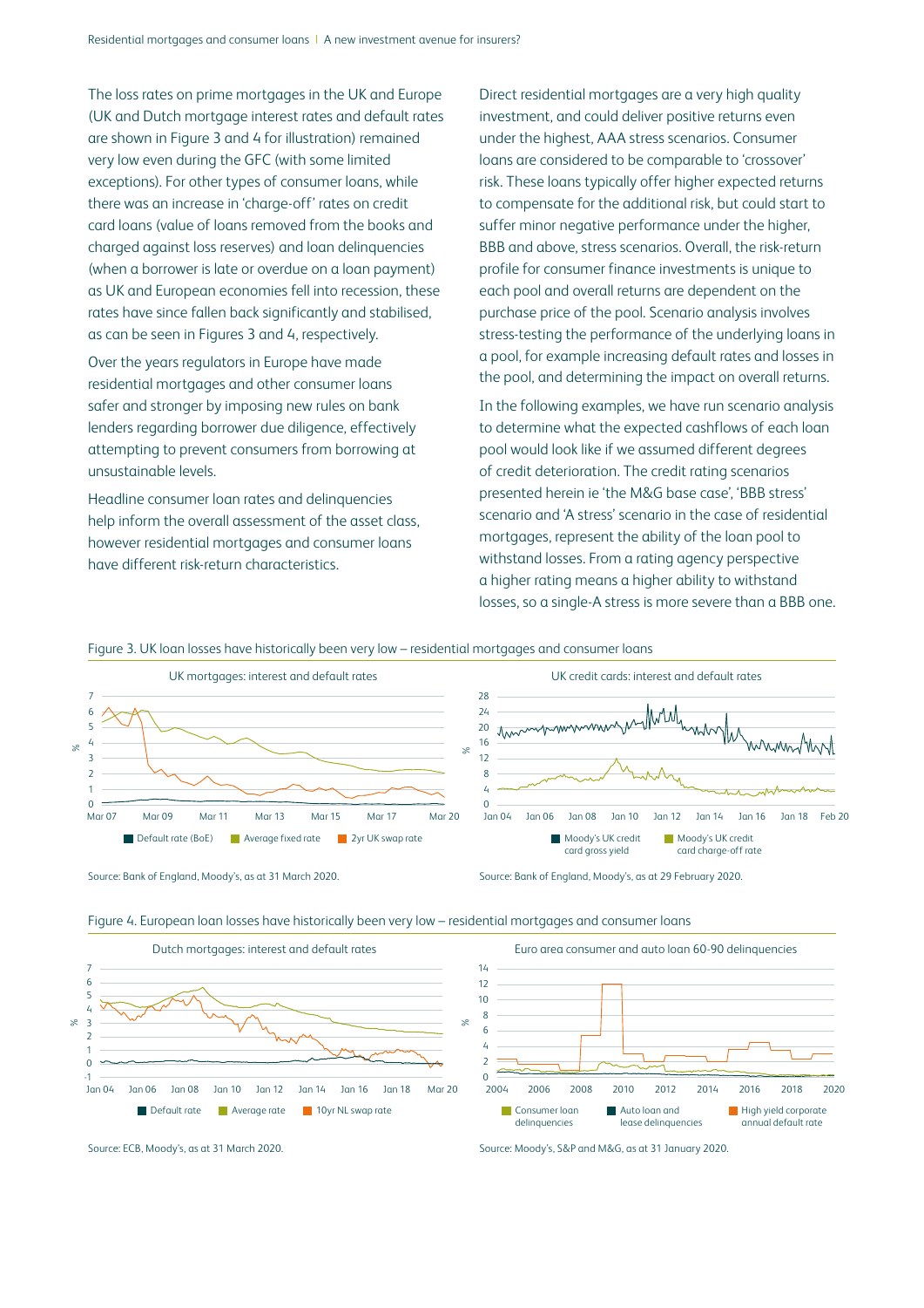The loss rates on prime mortgages in the UK and Europe (UK and Dutch mortgage interest rates and default rates are shown in Figure 3 and 4 for illustration) remained very low even during the GFC (with some limited exceptions). For other types of consumer loans, while there was an increase in 'charge-off' rates on credit card loans (value of loans removed from the books and charged against loss reserves) and loan delinquencies (when a borrower is late or overdue on a loan payment) as UK and European economies fell into recession, these rates have since fallen back significantly and stabilised, as can be seen in Figures 3 and 4, respectively.

Over the years regulators in Europe have made residential mortgages and other consumer loans safer and stronger by imposing new rules on bank lenders regarding borrower due diligence, effectively attempting to prevent consumers from borrowing at unsustainable levels.

Headline consumer loan rates and delinquencies help inform the overall assessment of the asset class, however residential mortgages and consumer loans have different risk-return characteristics.

Direct residential mortgages are a very high quality investment, and could deliver positive returns even under the highest, AAA stress scenarios. Consumer loans are considered to be comparable to 'crossover' risk. These loans typically offer higher expected returns to compensate for the additional risk, but could start to suffer minor negative performance under the higher, BBB and above, stress scenarios. Overall, the risk-return profile for consumer finance investments is unique to each pool and overall returns are dependent on the purchase price of the pool. Scenario analysis involves stress-testing the performance of the underlying loans in a pool, for example increasing default rates and losses in the pool, and determining the impact on overall returns.

In the following examples, we have run scenario analysis to determine what the expected cashflows of each loan pool would look like if we assumed different degrees of credit deterioration. The credit rating scenarios presented herein ie 'the M&G base case', 'BBB stress' scenario and 'A stress' scenario in the case of residential mortgages, represent the ability of the loan pool to withstand losses. From a rating agency perspective a higher rating means a higher ability to withstand losses, so a single-A stress is more severe than a BBB one.

Figure 3. UK loan losses have historically been very low – residential mortgages and consumer loans

UK mortgages: interest and default rates

Default rate (BoE) | Average fixed rate | 2yr UK swap rate

Source: Bank of England, Moody's, as at 31 March 2020.

UK credit cards: interest and default rates

Moody's UK credit card gross yield | Moody's UK credit card charge-off rate

Source: Bank of England, Moody's, as at 29 February 2020.

Figure 4. European loan losses have historically been very low – residential mortgages and consumer loans

Dutch mortgages: interest and default rates

Default rate | Average rate | 10yr NL swap rate

Source: ECB, Moody's, as at 31 March 2020.

Euro area consumer and auto loan 60-90 delinquencies

Consumer loan delinquencies | Auto loan and lease delinquencies | High yield corporate annual default rate

Source: Moody's, S&P and M&G, as at 31 January 2020.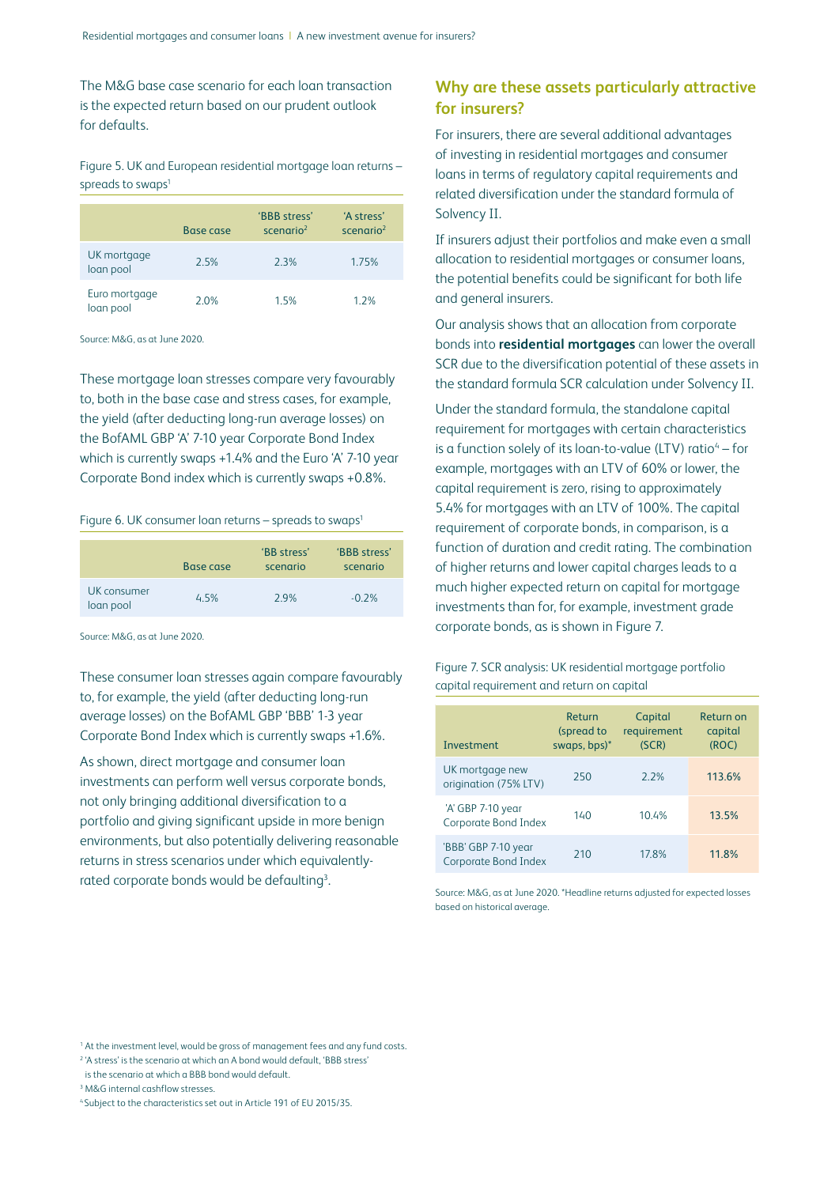The M&G base case scenario for each loan transaction is the expected return based on our prudent outlook for defaults.

Figure 5. UK and European residential mortgage loan returns – spreads to swaps[1]

| | Base case | 'BBB stress' scenario[2] | 'A stress' scenario[2] |
|---|---|---|---|
| UK mortgage loan pool | 2.5% | 2.3% | 1.75% |
| Euro mortgage loan pool | 2.0% | 1.5% | 1.2% |

Source: M&G, as at June 2020.

These mortgage loan stresses compare very favourably to, both in the base case and stress cases, for example, the yield (after deducting long-run average losses) on the BofAML GBP 'A' 7-10 year Corporate Bond Index which is currently swaps +1.4% and the Euro 'A' 7-10 year Corporate Bond index which is currently swaps +0.8%.

Figure 6. UK consumer loan returns – spreads to swaps[1]

| | Base case | 'BB stress' scenario | 'BBB stress' scenario |
|---|---|---|---|
| UK consumer loan pool | 4.5% | 2.9% | -0.2% |

Source: M&G, as at June 2020.

These consumer loan stresses again compare favourably to, for example, the yield (after deducting long-run average losses) on the BofAML GBP 'BBB' 1-3 year Corporate Bond Index which is currently swaps +1.6%.

As shown, direct mortgage and consumer loan investments can perform well versus corporate bonds, not only bringing additional diversification to a portfolio and giving significant upside in more benign environments, but also potentially delivering reasonable returns in stress scenarios under which equivalently-rated corporate bonds would be defaulting[3].

## Why are these assets particularly attractive for insurers?

For insurers, there are several additional advantages of investing in residential mortgages and consumer loans in terms of regulatory capital requirements and related diversification under the standard formula of Solvency II.

If insurers adjust their portfolios and make even a small allocation to residential mortgages or consumer loans, the potential benefits could be significant for both life and general insurers.

Our analysis shows that an allocation from corporate bonds into **residential mortgages** can lower the overall SCR due to the diversification potential of these assets in the standard formula SCR calculation under Solvency II.

Under the standard formula, the standalone capital requirement for mortgages with certain characteristics is a function solely of its loan-to-value (LTV) ratio[4] – for example, mortgages with an LTV of 60% or lower, the capital requirement is zero, rising to approximately 5.4% for mortgages with an LTV of 100%. The capital requirement of corporate bonds, in comparison, is a function of duration and credit rating. The combination of higher returns and lower capital charges leads to a much higher expected return on capital for mortgage investments than for, for example, investment grade corporate bonds, as is shown in Figure 7.

Figure 7. SCR analysis: UK residential mortgage portfolio capital requirement and return on capital

| Investment | Return (spread to swaps, bps)* | Capital requirement (SCR) | Return on capital (ROC) |
|---|---|---|---|
| UK mortgage new origination (75% LTV) | 250 | 2.2% | 113.6% |
| 'A' GBP 7-10 year Corporate Bond Index | 140 | 10.4% | 13.5% |
| 'BBB' GBP 7-10 year Corporate Bond Index | 210 | 17.8% | 11.8% |

Source: M&G, as at June 2020. *Headline returns adjusted for expected losses based on historical average.

[1] At the investment level, would be gross of management fees and any fund costs.
[2] 'A stress' is the scenario at which an A bond would default, 'BBB stress' is the scenario at which a BBB bond would default.
[3] M&G internal cashflow stresses.
[4] Subject to the characteristics set out in Article 191 of EU 2015/35.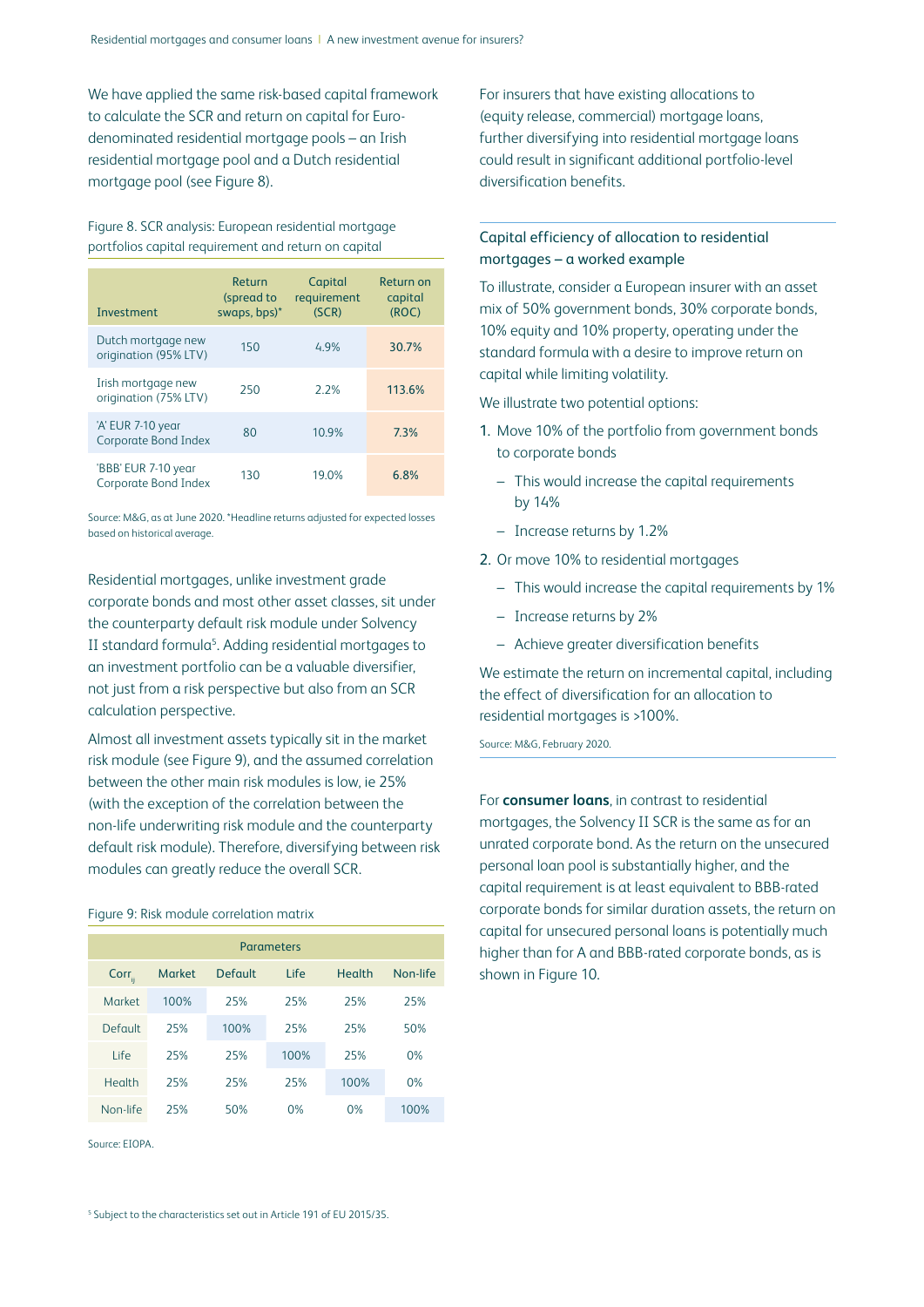We have applied the same risk-based capital framework to calculate the SCR and return on capital for Euro-denominated residential mortgage pools – an Irish residential mortgage pool and a Dutch residential mortgage pool (see Figure 8).

Figure 8. SCR analysis: European residential mortgage portfolios capital requirement and return on capital

| Investment | Return (spread to swaps, bps)* | Capital requirement (SCR) | Return on capital (ROC) |
|---|---|---|---|
| Dutch mortgage new origination (95% LTV) | 150 | 4.9% | 30.7% |
| Irish mortgage new origination (75% LTV) | 250 | 2.2% | 113.6% |
| 'A' EUR 7-10 year Corporate Bond Index | 80 | 10.9% | 7.3% |
| 'BBB' EUR 7-10 year Corporate Bond Index | 130 | 19.0% | 6.8% |

Source: M&G, as at June 2020. *Headline returns adjusted for expected losses based on historical average.

Residential mortgages, unlike investment grade corporate bonds and most other asset classes, sit under the counterparty default risk module under Solvency II standard formula[5]. Adding residential mortgages to an investment portfolio can be a valuable diversifier, not just from a risk perspective but also from an SCR calculation perspective.

Almost all investment assets typically sit in the market risk module (see Figure 9), and the assumed correlation between the other main risk modules is low, ie 25% (with the exception of the correlation between the non-life underwriting risk module and the counterparty default risk module). Therefore, diversifying between risk modules can greatly reduce the overall SCR.

Figure 9: Risk module correlation matrix

| Parameters | | | | | |
|---|---|---|---|---|---|
| $Corr_{ij}$ | Market | Default | Life | Health | Non-life |
| Market | 100% | 25% | 25% | 25% | 25% |
| Default | 25% | 100% | 25% | 25% | 50% |
| Life | 25% | 25% | 100% | 25% | 0% |
| Health | 25% | 25% | 25% | 100% | 0% |
| Non-life | 25% | 50% | 0% | 0% | 100% |

Source: EIOPA.

For insurers that have existing allocations to (equity release, commercial) mortgage loans, further diversifying into residential mortgage loans could result in significant additional portfolio-level diversification benefits.

## Capital efficiency of allocation to residential mortgages – a worked example

To illustrate, consider a European insurer with an asset mix of 50% government bonds, 30% corporate bonds, 10% equity and 10% property, operating under the standard formula with a desire to improve return on capital while limiting volatility.

We illustrate two potential options:

1. Move 10% of the portfolio from government bonds to corporate bonds
   - This would increase the capital requirements by 14%
   - Increase returns by 1.2%
2. Or move 10% to residential mortgages
   - This would increase the capital requirements by 1%
   - Increase returns by 2%
   - Achieve greater diversification benefits

We estimate the return on incremental capital, including the effect of diversification for an allocation to residential mortgages is >100%.

Source: M&G, February 2020.

For **consumer loans**, in contrast to residential mortgages, the Solvency II SCR is the same as for an unrated corporate bond. As the return on the unsecured personal loan pool is substantially higher, and the capital requirement is at least equivalent to BBB-rated corporate bonds for similar duration assets, the return on capital for unsecured personal loans is potentially much higher than for A and BBB-rated corporate bonds, as is shown in Figure 10.

[5] Subject to the characteristics set out in Article 191 of EU 2015/35.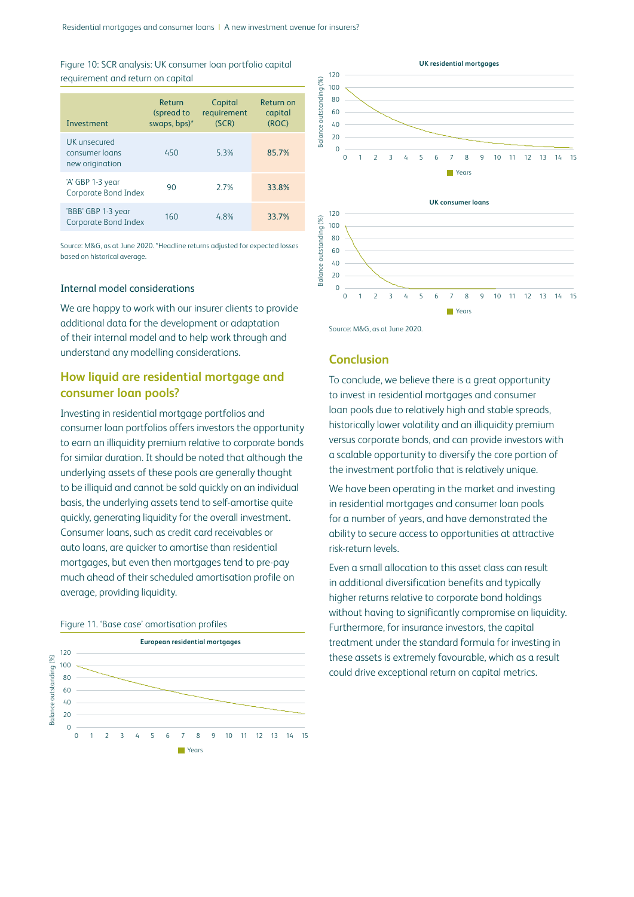Figure 10: SCR analysis: UK consumer loan portfolio capital requirement and return on capital

| Investment | Return (spread to swaps, bps)* | Capital requirement (SCR) | Return on capital (ROC) |
|---|---|---|---|
| UK unsecured consumer loans new origination | 450 | 5.3% | 85.7% |
| 'A' GBP 1-3 year Corporate Bond Index | 90 | 2.7% | 33.8% |
| 'BBB' GBP 1-3 year Corporate Bond Index | 160 | 4.8% | 33.7% |

Source: M&G, as at June 2020. *Headline returns adjusted for expected losses based on historical average.

### Internal model considerations

We are happy to work with our insurer clients to provide additional data for the development or adaptation of their internal model and to help work through and understand any modelling considerations.

## How liquid are residential mortgage and consumer loan pools?

Investing in residential mortgage portfolios and consumer loan portfolios offers investors the opportunity to earn an illiquidity premium relative to corporate bonds for similar duration. It should be noted that although the underlying assets of these pools are generally thought to be illiquid and cannot be sold quickly on an individual basis, the underlying assets tend to self-amortise quite quickly, generating liquidity for the overall investment. Consumer loans, such as credit card receivables or auto loans, are quicker to amortise than residential mortgages, but even then mortgages tend to pre-pay much ahead of their scheduled amortisation profile on average, providing liquidity.

Figure 11. 'Base case' amortisation profiles

Source: M&G, as at June 2020.

## Conclusion

To conclude, we believe there is a great opportunity to invest in residential mortgages and consumer loan pools due to relatively high and stable spreads, historically lower volatility and an illiquidity premium versus corporate bonds, and can provide investors with a scalable opportunity to diversify the core portion of the investment portfolio that is relatively unique.

We have been operating in the market and investing in residential mortgages and consumer loan pools for a number of years, and have demonstrated the ability to secure access to opportunities at attractive risk-return levels.

Even a small allocation to this asset class can result in additional diversification benefits and typically higher returns relative to corporate bond holdings without having to significantly compromise on liquidity. Furthermore, for insurance investors, the capital treatment under the standard formula for investing in these assets is extremely favourable, which as a result could drive exceptional return on capital metrics.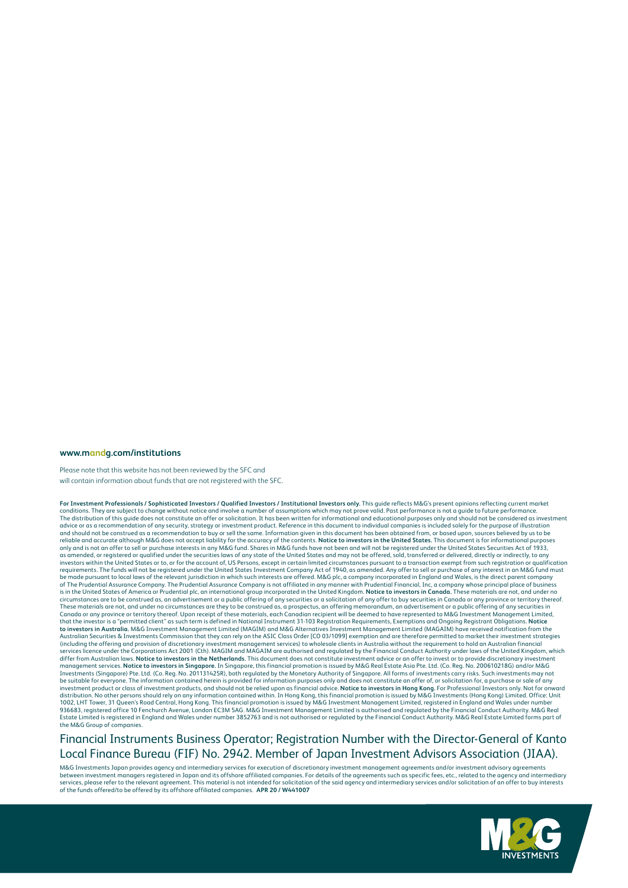**www.mandg.com/institutions**

Please note that this website has not been reviewed by the SFC and will contain information about funds that are not registered with the SFC.

**For Investment Professionals / Sophisticated Investors / Qualified Investors / Institutional Investors only.** This guide reflects M&G's present opinions reflecting current market conditions. They are subject to change without notice and involve a number of assumptions which may not prove valid. Past performance is not a guide to future performance. The distribution of this guide does not constitute an offer or solicitation. It has been written for informational and educational purposes only and should not be considered as investment advice or as a recommendation of any security, strategy or investment product. Reference in this document to individual companies is included solely for the purpose of illustration and should not be construed as a recommendation to buy or sell the same. Information given in this document has been obtained from, or based upon, sources believed by us to be reliable and accurate although M&G does not accept liability for the accuracy of the contents. **Notice to investors in the United States.** This document is for informational purposes only and is not an offer to sell or purchase interests in any M&G fund. Shares in M&G funds have not been and will not be registered under the United States Securities Act of 1933, as amended, or registered or qualified under the securities laws of any state of the United States and may not be offered, sold, transferred or delivered, directly or indirectly, to any investors within the United States or to, or for the account of, US Persons, except in certain limited circumstances pursuant to a transaction exempt from such registration or qualification requirements. The funds will not be registered under the United States Investment Company Act of 1940, as amended. Any offer to sell or purchase of any interest in an M&G fund must be made pursuant to local laws of the relevant jurisdiction in which such interests are offered. M&G plc, a company incorporated in England and Wales, is the direct parent company of The Prudential Assurance Company. The Prudential Assurance Company is not affiliated in any manner with Prudential Financial, Inc, a company whose principal place of business is in the United States of America or Prudential plc, an international group incorporated in the United Kingdom. **Notice to investors in Canada.** These materials are not, and under no circumstances are to be construed as, an advertisement or a public offering of any securities or a solicitation of any offer to buy securities in Canada or any province or territory thereof. These materials are not, and under no circumstances are they to be construed as, a prospectus, an offering memorandum, an advertisement or a public offering of any securities in Canada or any province or territory thereof. Upon receipt of these materials, each Canadian recipient will be deemed to have represented to M&G Investment Management Limited, that the investor is a "permitted client" as such term is defined in National Instrument 31-103 Registration Requirements, Exemptions and Ongoing Registrant Obligations. **Notice to investors in Australia.** M&G Investment Management Limited (MAGIM) and M&G Alternatives Investment Management Limited (MAGAIM) have received notification from the Australian Securities & Investments Commission that they can rely on the ASIC Class Order [CO 03/1099] exemption and are therefore permitted to market their investment strategies (including the offering and provision of discretionary investment management services) to wholesale clients in Australia without the requirement to hold an Australian financial services licence under the Corporations Act 2001 (Cth). MAGIM and MAGAIM are authorised and regulated by the Financial Conduct Authority under laws of the United Kingdom, which differ from Australian laws. **Notice to investors in the Netherlands**. This document does not constitute investment advice or an offer to invest or to provide discretionary investment management services. **Notice to investors in Singapore.** In Singapore, this financial promotion is issued by M&G Real Estate Asia Pte. Ltd. (Co. Reg. No. 200610218G) and/or M&G Investments (Singapore) Pte. Ltd. (Co. Reg. No. 201131425R), both regulated by the Monetary Authority of Singapore. All forms of investments carry risks. Such investments may not be suitable for everyone. The information contained herein is provided for information purposes only and does not constitute an offer of, or solicitation for, a purchase or sale of any investment product or class of investment products, and should not be relied upon as financial advice. **Notice to investors in Hong Kong.** For Professional Investors only. Not for onward distribution. No other persons should rely on any information contained within. In Hong Kong, this financial promotion is issued by M&G Investments (Hong Kong) Limited. Office: Unit 1002, LHT Tower, 31 Queen's Road Central, Hong Kong. This financial promotion is issued by M&G Investment Management Limited, registered in England and Wales under number 936683, registered office 10 Fenchurch Avenue, London EC3M 5AG. M&G Investment Management Limited is authorised and regulated by the Financial Conduct Authority. M&G Real Estate Limited is registered in England and Wales under number 3852763 and is not authorised or regulated by the Financial Conduct Authority. M&G Real Estate Limited forms part of the M&G Group of companies.

Financial Instruments Business Operator; Registration Number with the Director-General of Kanto Local Finance Bureau (FIF) No. 2942. Member of Japan Investment Advisors Association (JIAA).

M&G Investments Japan provides agency and intermediary services for execution of discretionary investment management agreements and/or investment advisory agreements between investment managers registered in Japan and its offshore affiliated companies. For details of the agreements such as specific fees, etc., related to the agency and intermediary services, please refer to the relevant agreement. This material is not intended for solicitation of the said agency and intermediary services and/or solicitation of an offer to buy interests of the funds offered/to be offered by its offshore affiliated companies. **APR 20 / W441007**

M&G INVESTMENTS